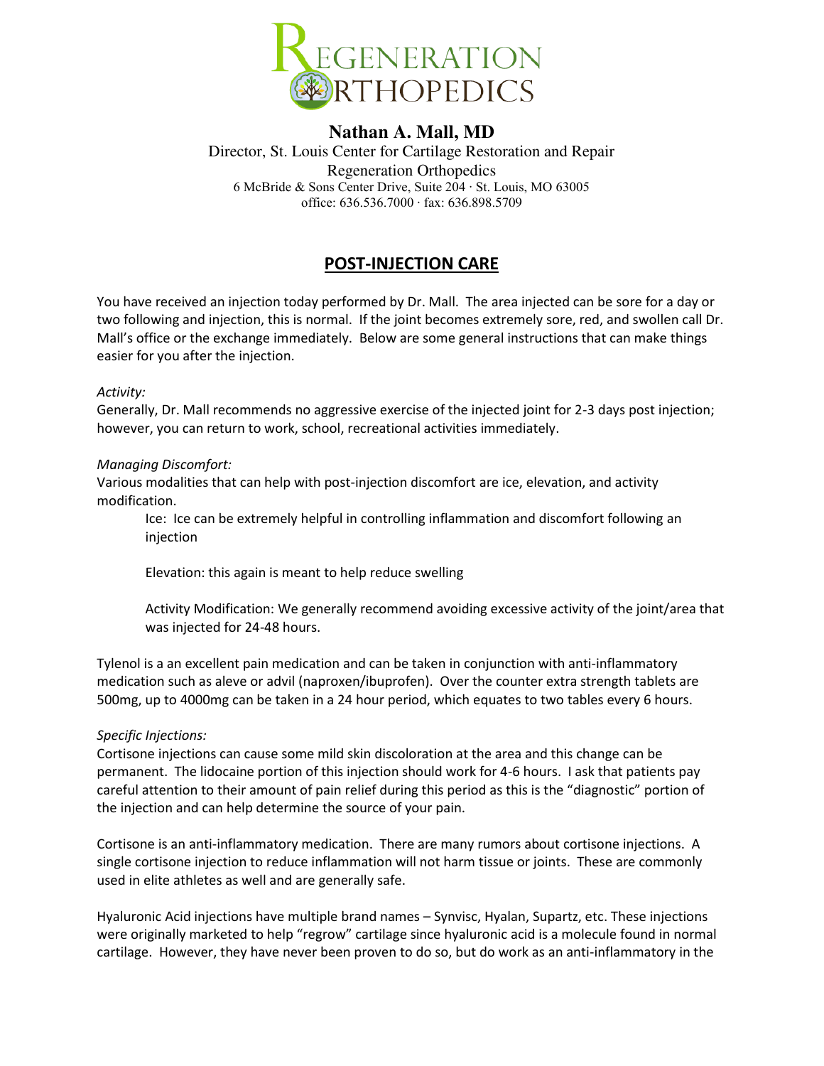# REGENERATION ORTHOPEDICS

**Nathan A. Mall, MD**

Director, St. Louis Center for Cartilage Restoration and Repair

Regeneration Orthopedics

6 McBride & Sons Center Drive, Suite 204 · St. Louis, MO 63005

office: 636.536.7000 · fax: 636.898.5709

## POST-INJECTION CARE

You have received an injection today performed by Dr. Mall. The area injected can be sore for a day or two following and injection, this is normal. If the joint becomes extremely sore, red, and swollen call Dr. Mall's office or the exchange immediately. Below are some general instructions that can make things easier for you after the injection.

*Activity:*

Generally, Dr. Mall recommends no aggressive exercise of the injected joint for 2-3 days post injection; however, you can return to work, school, recreational activities immediately.

*Managing Discomfort:*

Various modalities that can help with post-injection discomfort are ice, elevation, and activity modification.

Ice: Ice can be extremely helpful in controlling inflammation and discomfort following an injection

Elevation: this again is meant to help reduce swelling

Activity Modification: We generally recommend avoiding excessive activity of the joint/area that was injected for 24-48 hours.

Tylenol is a an excellent pain medication and can be taken in conjunction with anti-inflammatory medication such as aleve or advil (naproxen/ibuprofen). Over the counter extra strength tablets are 500mg, up to 4000mg can be taken in a 24 hour period, which equates to two tables every 6 hours.

*Specific Injections:*

Cortisone injections can cause some mild skin discoloration at the area and this change can be permanent. The lidocaine portion of this injection should work for 4-6 hours. I ask that patients pay careful attention to their amount of pain relief during this period as this is the "diagnostic" portion of the injection and can help determine the source of your pain.

Cortisone is an anti-inflammatory medication. There are many rumors about cortisone injections. A single cortisone injection to reduce inflammation will not harm tissue or joints. These are commonly used in elite athletes as well and are generally safe.

Hyaluronic Acid injections have multiple brand names – Synvisc, Hyalan, Supartz, etc. These injections were originally marketed to help "regrow" cartilage since hyaluronic acid is a molecule found in normal cartilage. However, they have never been proven to do so, but do work as an anti-inflammatory in the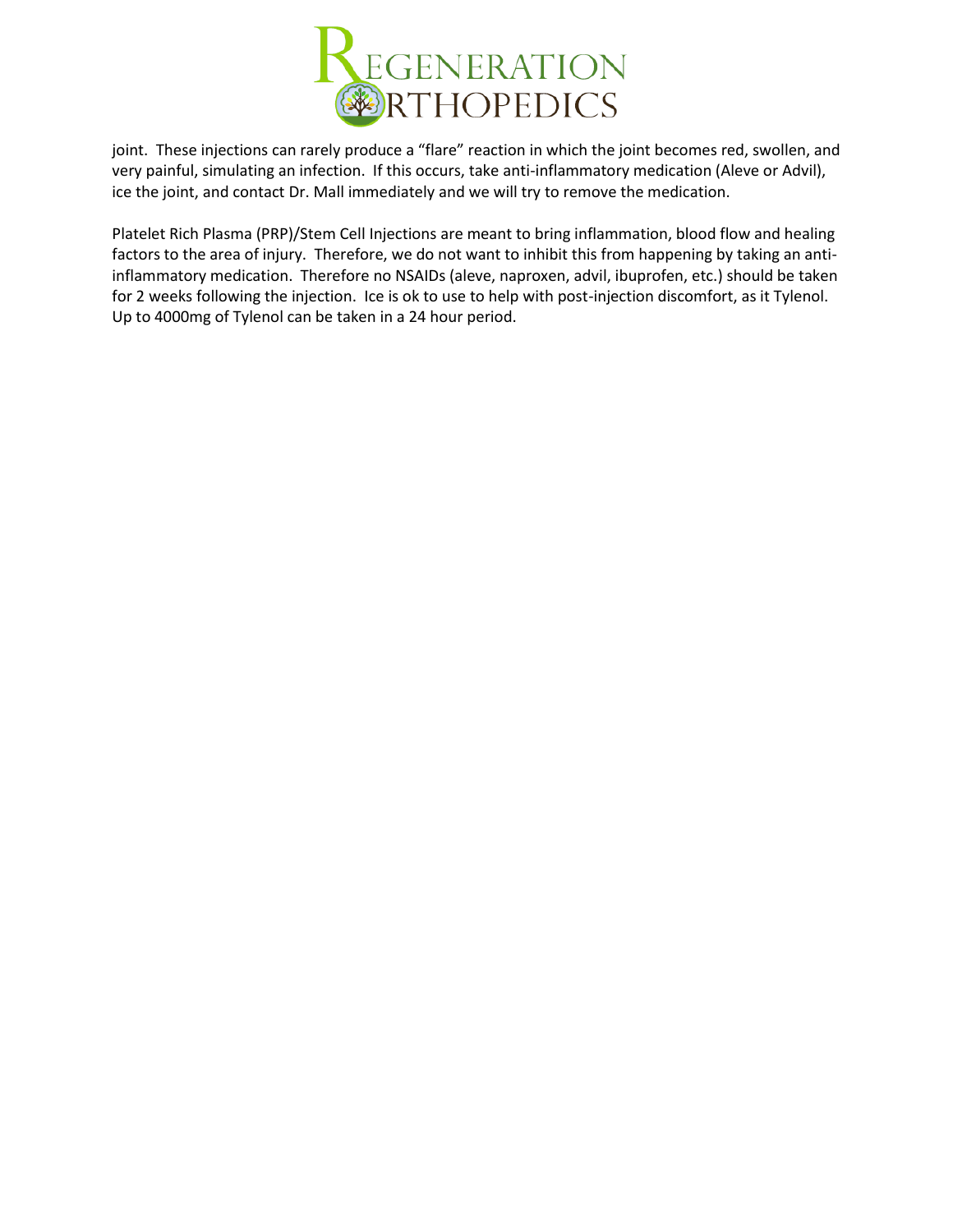joint. These injections can rarely produce a "flare" reaction in which the joint becomes red, swollen, and very painful, simulating an infection. If this occurs, take anti-inflammatory medication (Aleve or Advil), ice the joint, and contact Dr. Mall immediately and we will try to remove the medication.

Platelet Rich Plasma (PRP)/Stem Cell Injections are meant to bring inflammation, blood flow and healing factors to the area of injury. Therefore, we do not want to inhibit this from happening by taking an anti-inflammatory medication. Therefore no NSAIDs (aleve, naproxen, advil, ibuprofen, etc.) should be taken for 2 weeks following the injection. Ice is ok to use to help with post-injection discomfort, as it Tylenol. Up to 4000mg of Tylenol can be taken in a 24 hour period.